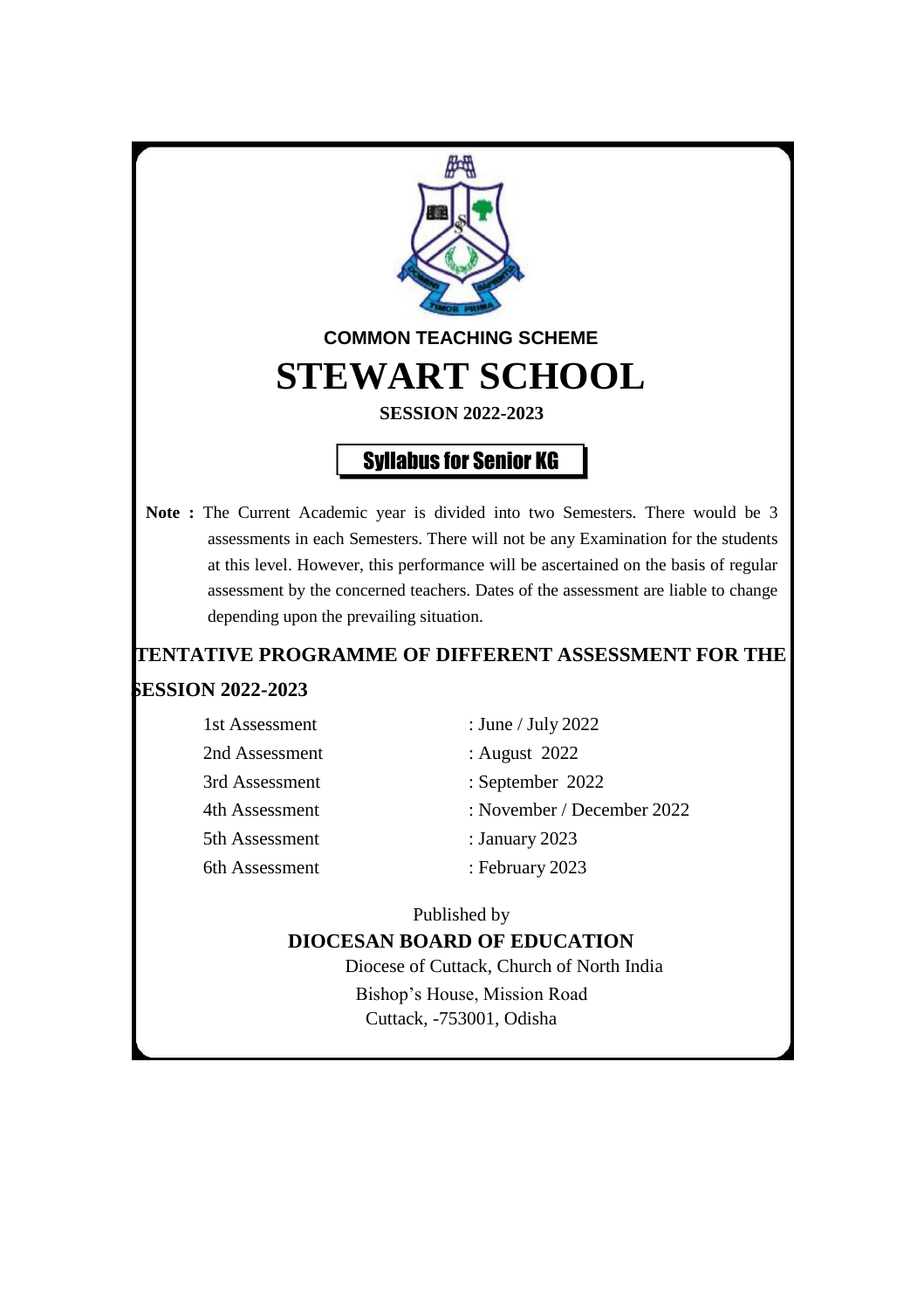**COMMON TEACHING SCHEME**

# STEWART SCHOOL

**SESSION 2022-2023**

## Syllabus for Senior KG

**Note :** The Current Academic year is divided into two Semesters. There would be 3 assessments in each Semesters. There will not be any Examination for the students at this level. However, this performance will be ascertained on the basis of regular assessment by the concerned teachers. Dates of the assessment are liable to change depending upon the prevailing situation.

### TENTATIVE PROGRAMME OF DIFFERENT ASSESSMENT FOR THE SESSION 2022-2023

| | |
|---|---|
| 1st Assessment | : June / July 2022 |
| 2nd Assessment | : August 2022 |
| 3rd Assessment | : September 2022 |
| 4th Assessment | : November / December 2022 |
| 5th Assessment | : January 2023 |
| 6th Assessment | : February 2023 |

Published by

**DIOCESAN BOARD OF EDUCATION**

Diocese of Cuttack, Church of North India

Bishop's House, Mission Road

Cuttack, -753001, Odisha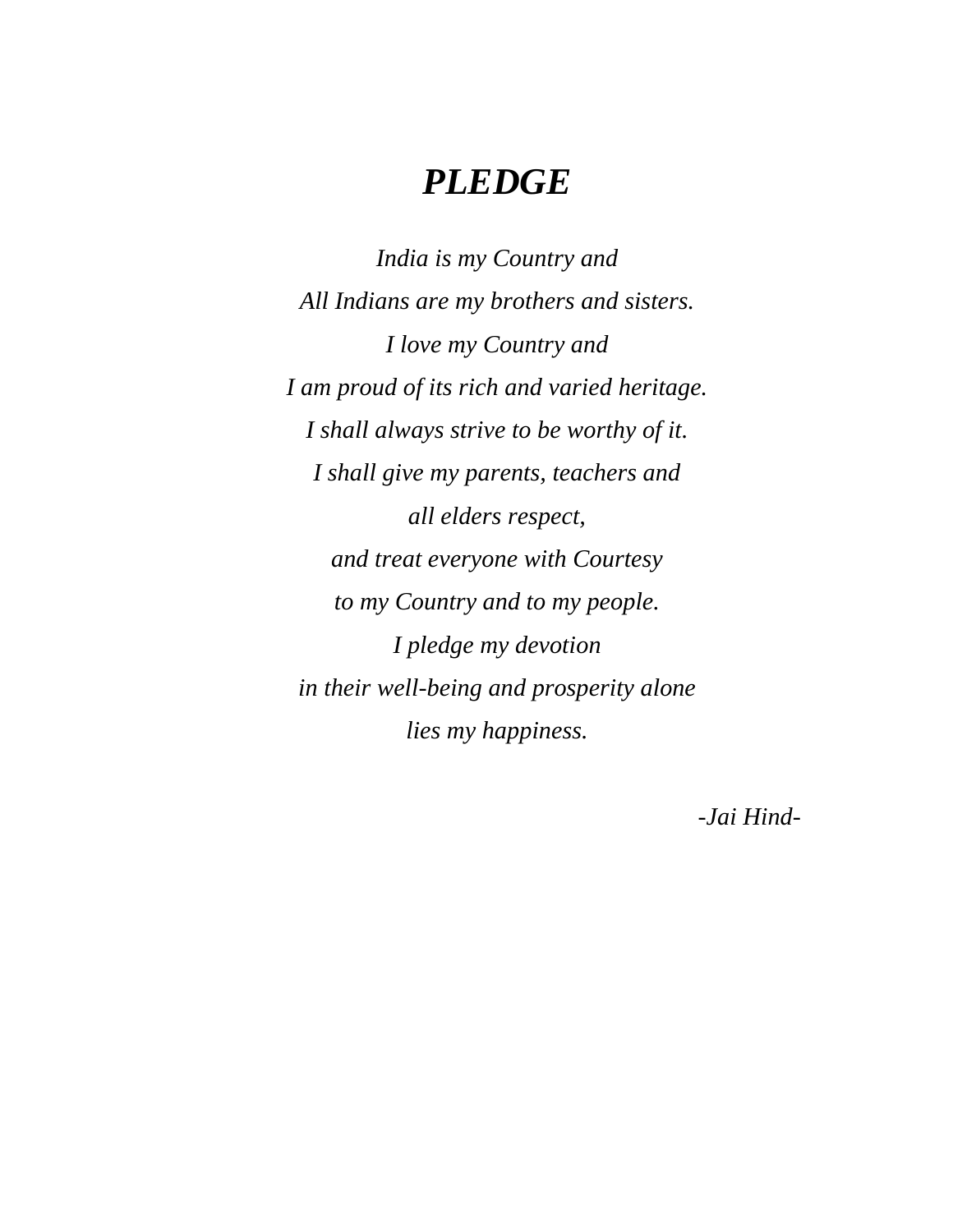# *PLEDGE*

*India is my Country and*

*All Indians are my brothers and sisters.*

*I love my Country and*

*I am proud of its rich and varied heritage.*

*I shall always strive to be worthy of it.*

*I shall give my parents, teachers and*

*all elders respect,*

*and treat everyone with Courtesy*

*to my Country and to my people.*

*I pledge my devotion*

*in their well-being and prosperity alone*

*lies my happiness.*

*-Jai Hind-*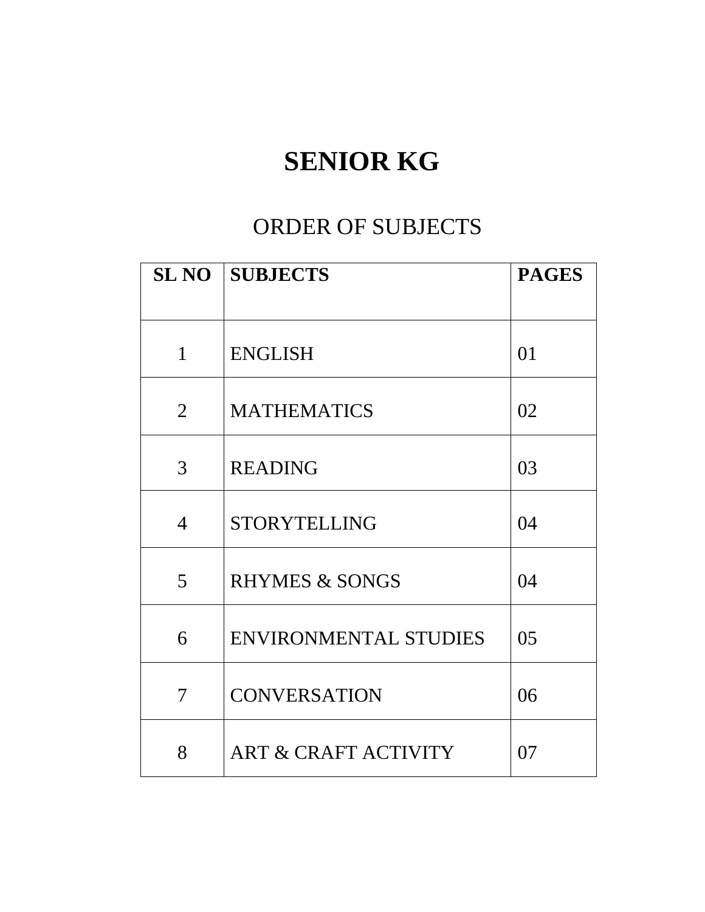# SENIOR KG

## ORDER OF SUBJECTS

| SL NO | SUBJECTS | PAGES |
|---|---|---|
| 1 | ENGLISH | 01 |
| 2 | MATHEMATICS | 02 |
| 3 | READING | 03 |
| 4 | STORYTELLING | 04 |
| 5 | RHYMES & SONGS | 04 |
| 6 | ENVIRONMENTAL STUDIES | 05 |
| 7 | CONVERSATION | 06 |
| 8 | ART & CRAFT ACTIVITY | 07 |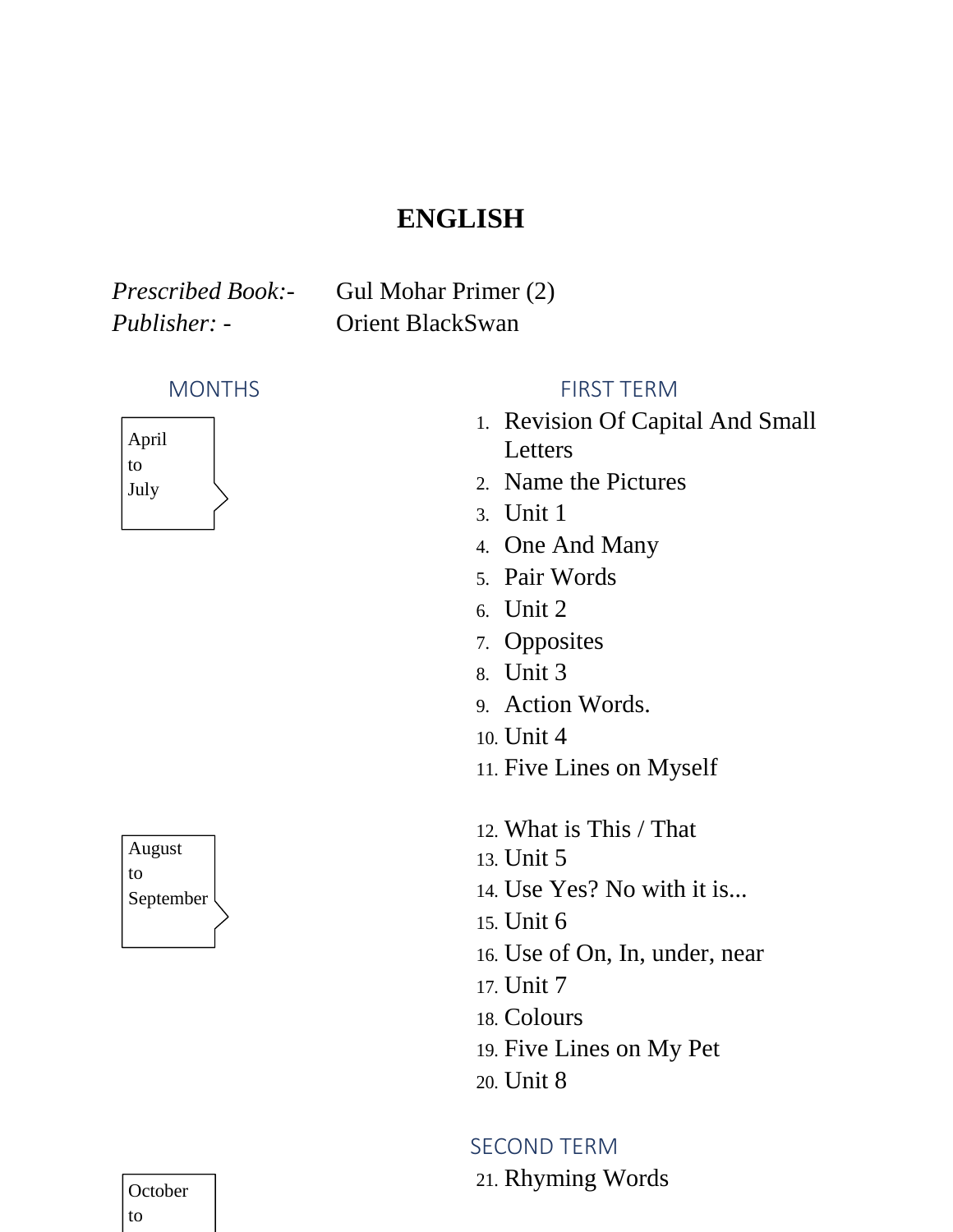# ENGLISH

*Prescribed Book:-* Gul Mohar Primer (2)
*Publisher: -* Orient BlackSwan

| MONTHS | FIRST TERM |
| --- | --- |
| April to July | 1. Revision Of Capital And Small Letters<br>2. Name the Pictures<br>3. Unit 1<br>4. One And Many<br>5. Pair Words<br>6. Unit 2<br>7. Opposites<br>8. Unit 3<br>9. Action Words.<br>10. Unit 4<br>11. Five Lines on Myself |
| August to September | 12. What is This / That<br>13. Unit 5<br>14. Use Yes? No with it is...<br>15. Unit 6<br>16. Use of On, In, under, near<br>17. Unit 7<br>18. Colours<br>19. Five Lines on My Pet<br>20. Unit 8 |

| | SECOND TERM |
| --- | --- |
| October to | 21. Rhyming Words |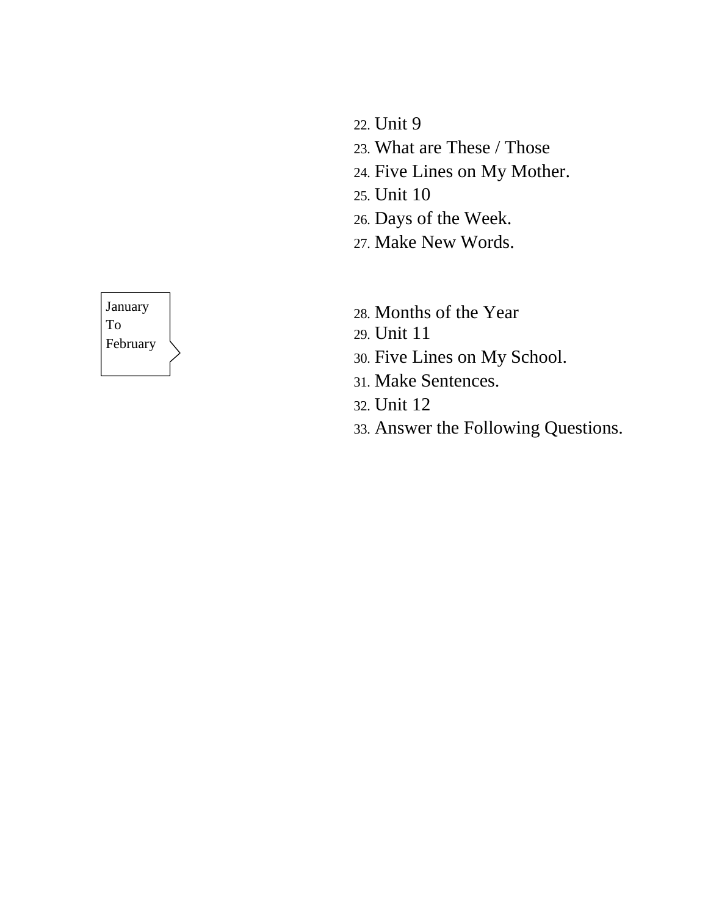22. Unit 9
23. What are These / Those
24. Five Lines on My Mother.
25. Unit 10
26. Days of the Week.
27. Make New Words.

January
To
February

28. Months of the Year
29. Unit 11
30. Five Lines on My School.
31. Make Sentences.
32. Unit 12
33. Answer the Following Questions.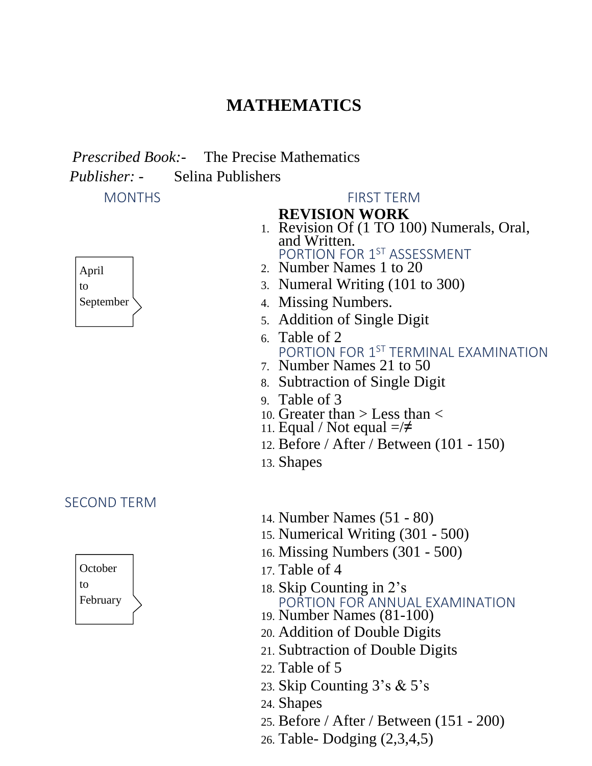# MATHEMATICS

*Prescribed Book:-* The Precise Mathematics

*Publisher: -* Selina Publishers

| MONTHS | FIRST TERM |
|---|---|
| April to September | **REVISION WORK**<br>1. Revision Of (1 TO 100) Numerals, Oral, and Written.<br>PORTION FOR 1ST ASSESSMENT<br>2. Number Names 1 to 20<br>3. Numeral Writing (101 to 300)<br>4. Missing Numbers.<br>5. Addition of Single Digit<br>6. Table of 2<br>PORTION FOR 1ST TERMINAL EXAMINATION<br>7. Number Names 21 to 50<br>8. Subtraction of Single Digit<br>9. Table of 3<br>10. Greater than > Less than <<br>11. Equal / Not equal =/≠<br>12. Before / After / Between (101 - 150)<br>13. Shapes |
| **SECOND TERM** | |
| October to February | 14. Number Names (51 - 80)<br>15. Numerical Writing (301 - 500)<br>16. Missing Numbers (301 - 500)<br>17. Table of 4<br>18. Skip Counting in 2's<br>PORTION FOR ANNUAL EXAMINATION<br>19. Number Names (81-100)<br>20. Addition of Double Digits<br>21. Subtraction of Double Digits<br>22. Table of 5<br>23. Skip Counting 3's & 5's<br>24. Shapes<br>25. Before / After / Between (151 - 200)<br>26. Table- Dodging (2,3,4,5) |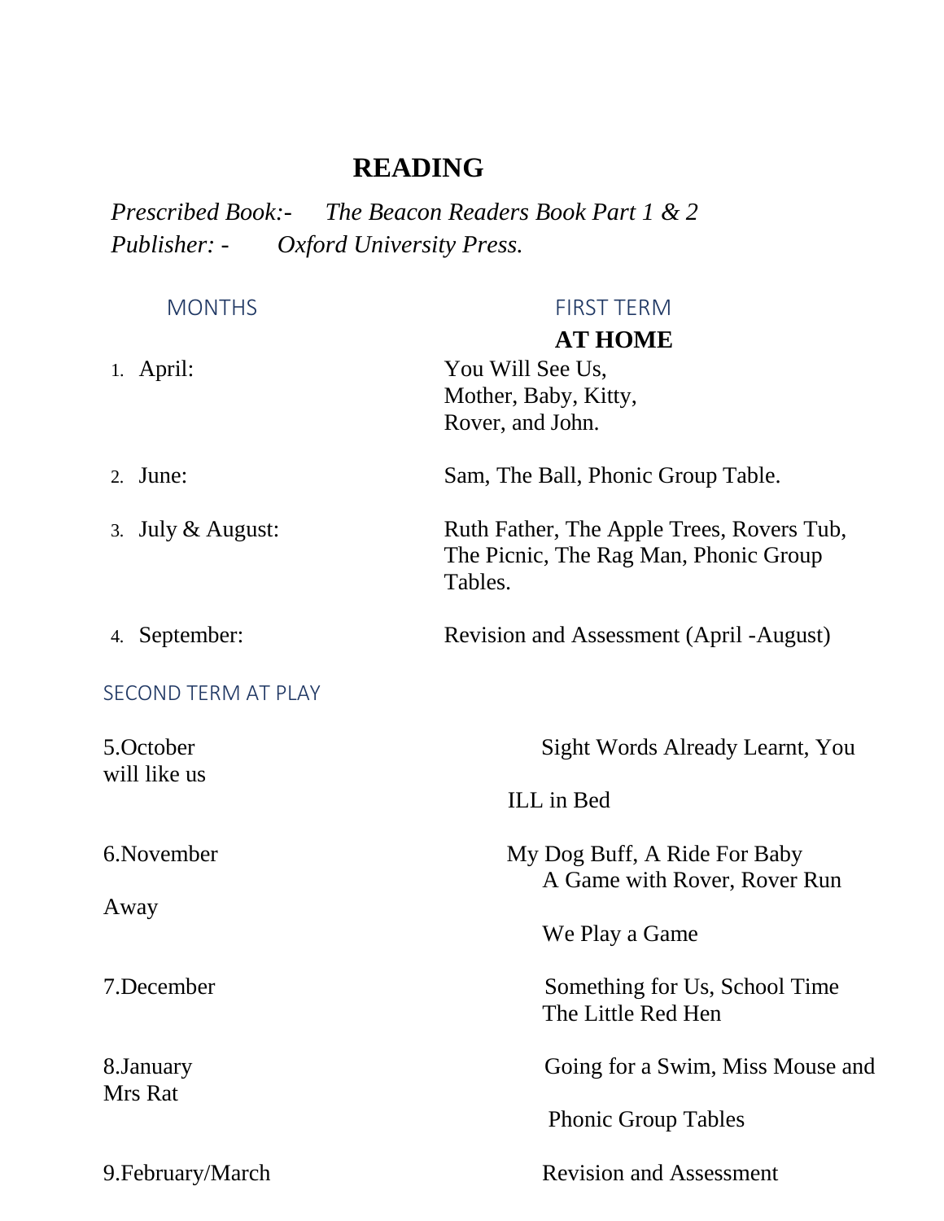# READING

*Prescribed Book:-* *The Beacon Readers Book Part 1 & 2*
*Publisher: -* *Oxford University Press.*

| MONTHS | FIRST TERM |
|---|---|
| | **AT HOME** |
| 1. April: | You Will See Us, Mother, Baby, Kitty, Rover, and John. |
| 2. June: | Sam, The Ball, Phonic Group Table. |
| 3. July & August: | Ruth Father, The Apple Trees, Rovers Tub, The Picnic, The Rag Man, Phonic Group Tables. |
| 4. September: | Revision and Assessment (April -August) |

SECOND TERM AT PLAY

| | |
|---|---|
| 5.October | Sight Words Already Learnt, You will like us<br>ILL in Bed |
| 6.November | My Dog Buff, A Ride For Baby<br>A Game with Rover, Rover Run Away<br>We Play a Game |
| 7.December | Something for Us, School Time<br>The Little Red Hen |
| 8.January | Going for a Swim, Miss Mouse and Mrs Rat<br>Phonic Group Tables |
| 9.February/March | Revision and Assessment |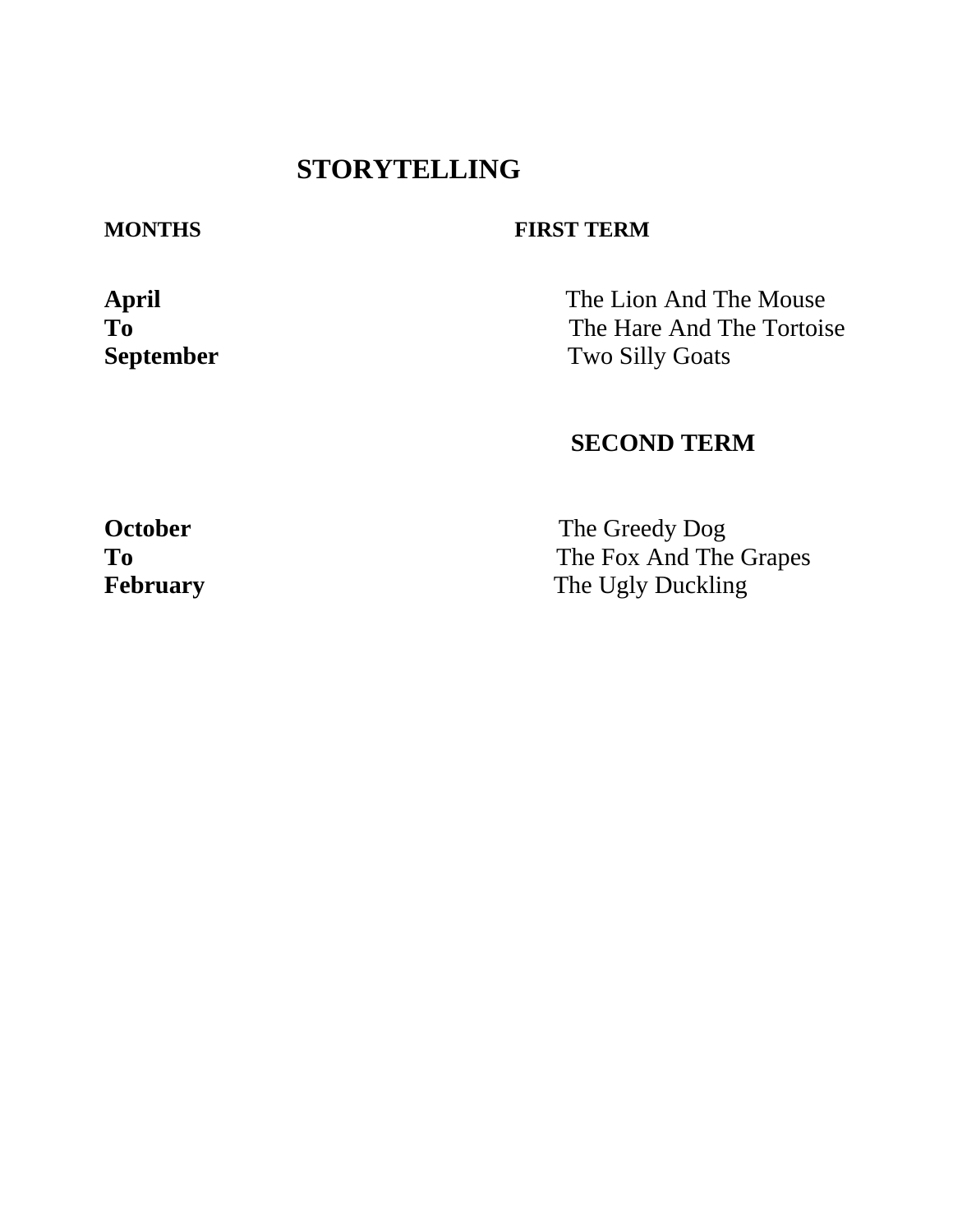# STORYTELLING

| MONTHS | FIRST TERM |
| --- | --- |
| **April To September** | The Lion And The Mouse<br>The Hare And The Tortoise<br>Two Silly Goats |
| | **SECOND TERM** |
| **October To February** | The Greedy Dog<br>The Fox And The Grapes<br>The Ugly Duckling |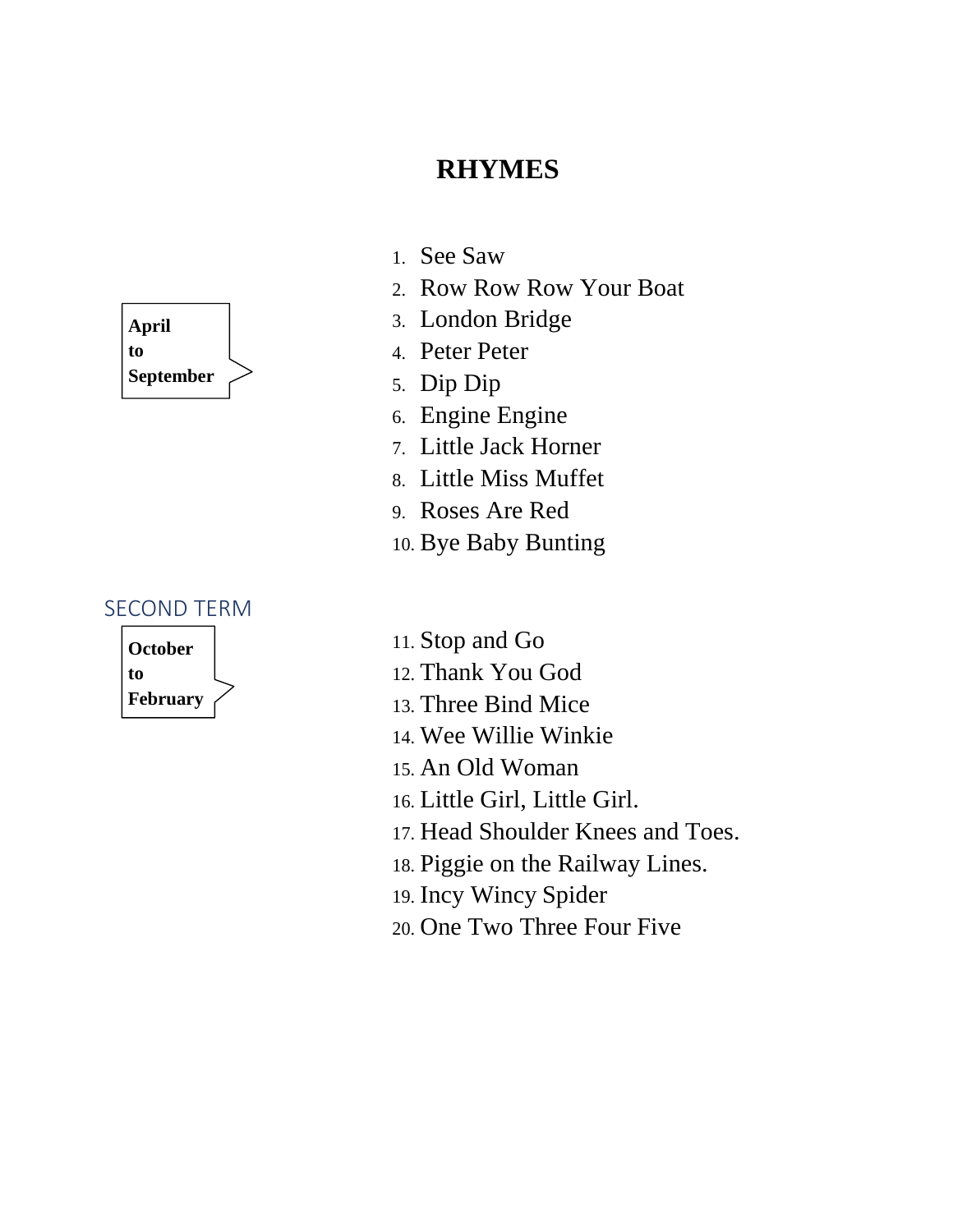# RHYMES

**April to September**

1. See Saw
2. Row Row Row Your Boat
3. London Bridge
4. Peter Peter
5. Dip Dip
6. Engine Engine
7. Little Jack Horner
8. Little Miss Muffet
9. Roses Are Red
10. Bye Baby Bunting

## SECOND TERM

**October to February**

11. Stop and Go
12. Thank You God
13. Three Bind Mice
14. Wee Willie Winkie
15. An Old Woman
16. Little Girl, Little Girl.
17. Head Shoulder Knees and Toes.
18. Piggie on the Railway Lines.
19. Incy Wincy Spider
20. One Two Three Four Five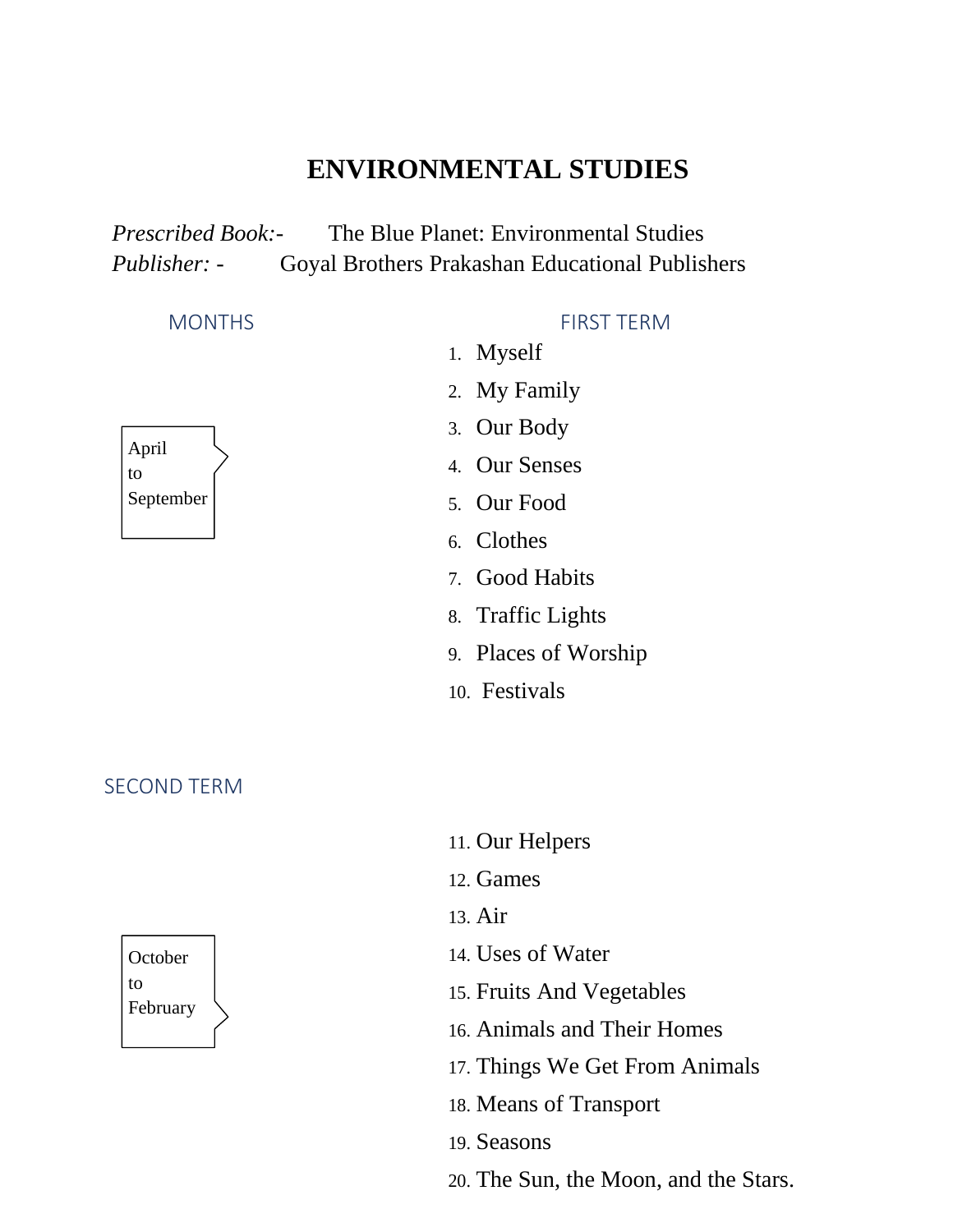# ENVIRONMENTAL STUDIES

*Prescribed Book:-* The Blue Planet: Environmental Studies
*Publisher: -* Goyal Brothers Prakashan Educational Publishers

| MONTHS | FIRST TERM |
|---|---|
| April to September | 1. Myself<br>2. My Family<br>3. Our Body<br>4. Our Senses<br>5. Our Food<br>6. Clothes<br>7. Good Habits<br>8. Traffic Lights<br>9. Places of Worship<br>10. Festivals |

| SECOND TERM | |
|---|---|
| October to February | 11. Our Helpers<br>12. Games<br>13. Air<br>14. Uses of Water<br>15. Fruits And Vegetables<br>16. Animals and Their Homes<br>17. Things We Get From Animals<br>18. Means of Transport<br>19. Seasons<br>20. The Sun, the Moon, and the Stars. |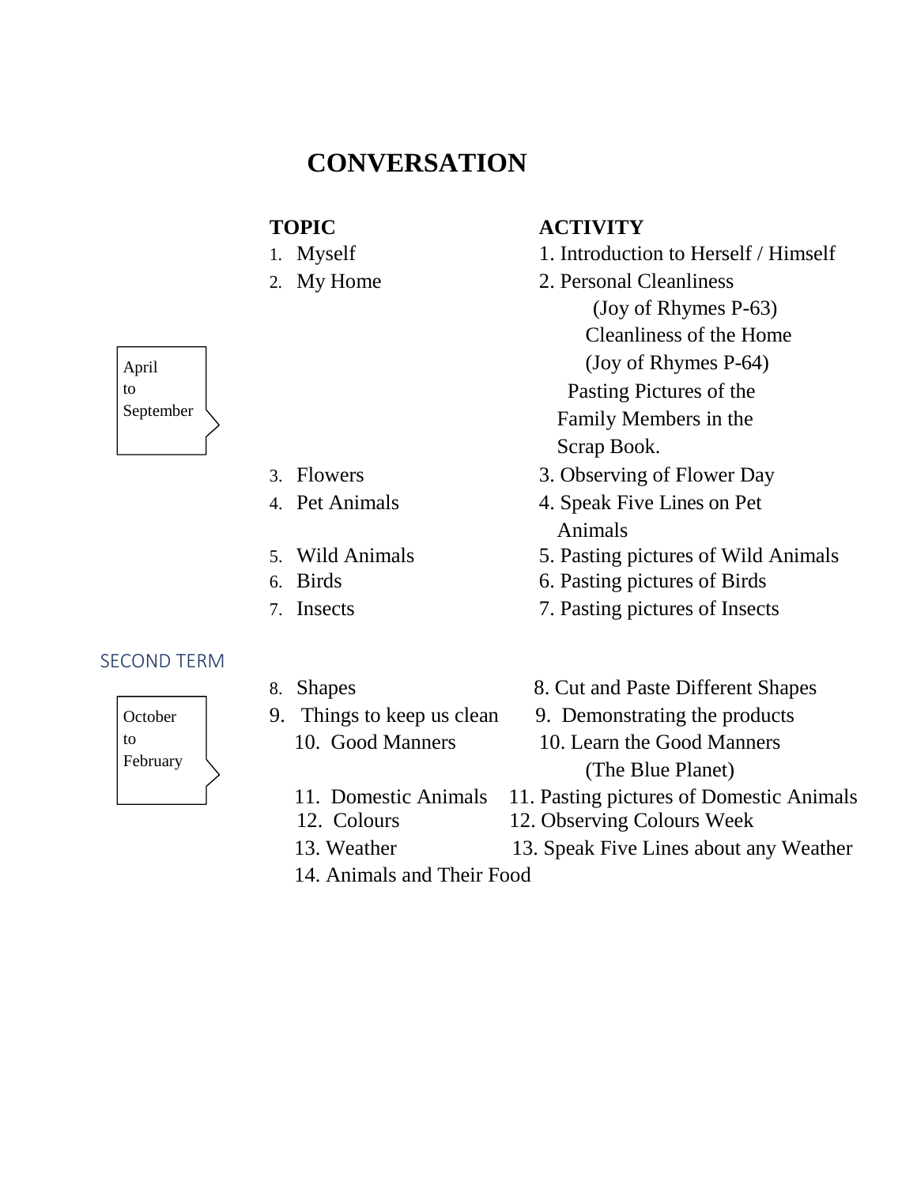# CONVERSATION

April to September

| TOPIC | ACTIVITY |
|---|---|
| 1. Myself | 1. Introduction to Herself / Himself |
| 2. My Home | 2. Personal Cleanliness (Joy of Rhymes P-63) Cleanliness of the Home (Joy of Rhymes P-64) Pasting Pictures of the Family Members in the Scrap Book. |
| 3. Flowers | 3. Observing of Flower Day |
| 4. Pet Animals | 4. Speak Five Lines on Pet Animals |
| 5. Wild Animals | 5. Pasting pictures of Wild Animals |
| 6. Birds | 6. Pasting pictures of Birds |
| 7. Insects | 7. Pasting pictures of Insects |

SECOND TERM

October to February

| TOPIC | ACTIVITY |
|---|---|
| 8. Shapes | 8. Cut and Paste Different Shapes |
| 9. Things to keep us clean | 9. Demonstrating the products |
| 10. Good Manners | 10. Learn the Good Manners (The Blue Planet) |
| 11. Domestic Animals | 11. Pasting pictures of Domestic Animals |
| 12. Colours | 12. Observing Colours Week |
| 13. Weather | 13. Speak Five Lines about any Weather |
| 14. Animals and Their Food | |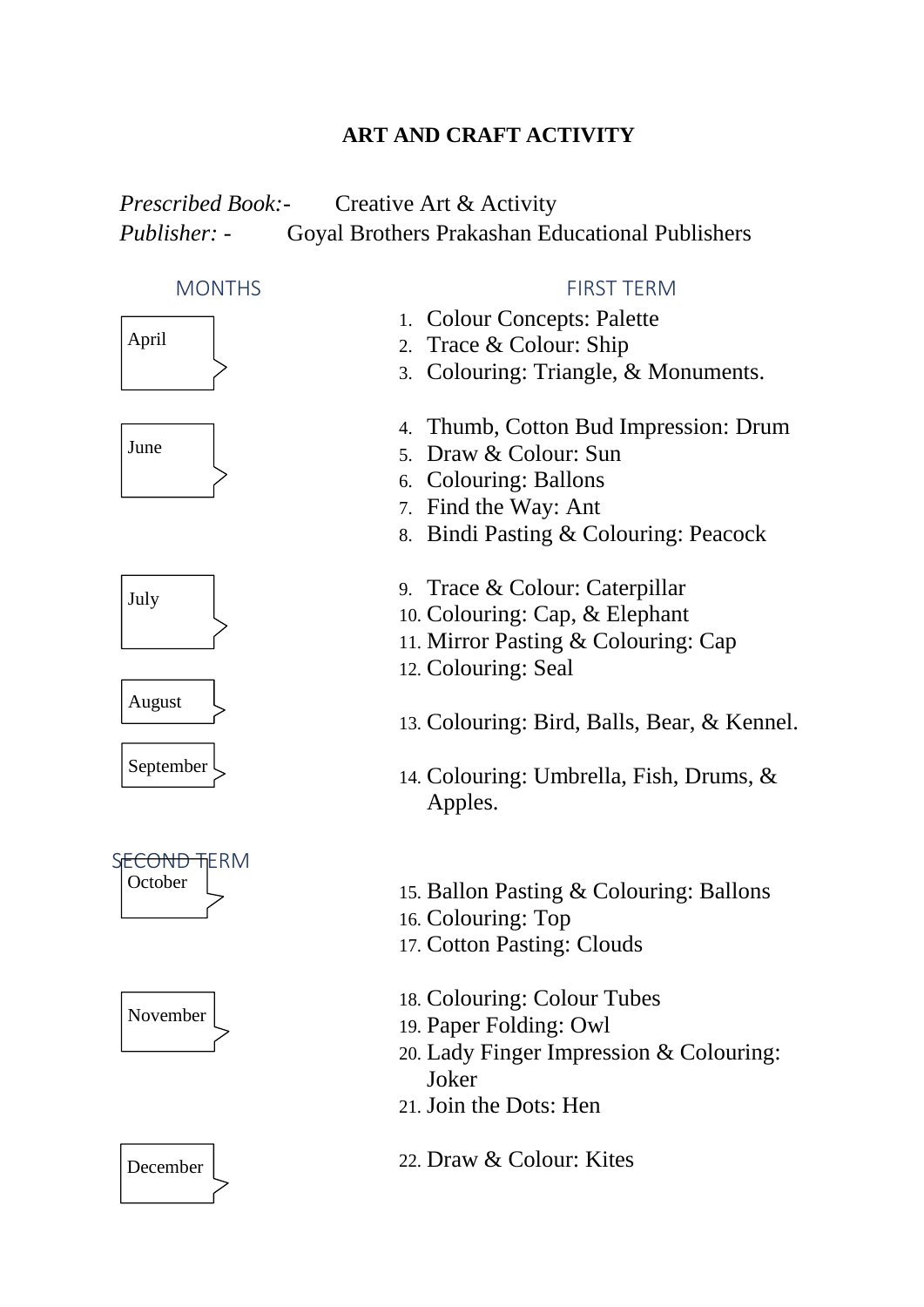# ART AND CRAFT ACTIVITY

*Prescribed Book:-* Creative Art & Activity
*Publisher: -* Goyal Brothers Prakashan Educational Publishers

| MONTHS | FIRST TERM |
|---|---|
| April | 1. Colour Concepts: Palette<br>2. Trace & Colour: Ship<br>3. Colouring: Triangle, & Monuments. |
| June | 4. Thumb, Cotton Bud Impression: Drum<br>5. Draw & Colour: Sun<br>6. Colouring: Ballons<br>7. Find the Way: Ant<br>8. Bindi Pasting & Colouring: Peacock |
| July | 9. Trace & Colour: Caterpillar<br>10. Colouring: Cap, & Elephant<br>11. Mirror Pasting & Colouring: Cap<br>12. Colouring: Seal |
| August | 13. Colouring: Bird, Balls, Bear, & Kennel. |
| September | 14. Colouring: Umbrella, Fish, Drums, & Apples. |
| **SECOND TERM** | |
| October | 15. Ballon Pasting & Colouring: Ballons<br>16. Colouring: Top<br>17. Cotton Pasting: Clouds |
| November | 18. Colouring: Colour Tubes<br>19. Paper Folding: Owl<br>20. Lady Finger Impression & Colouring: Joker<br>21. Join the Dots: Hen |
| December | 22. Draw & Colour: Kites |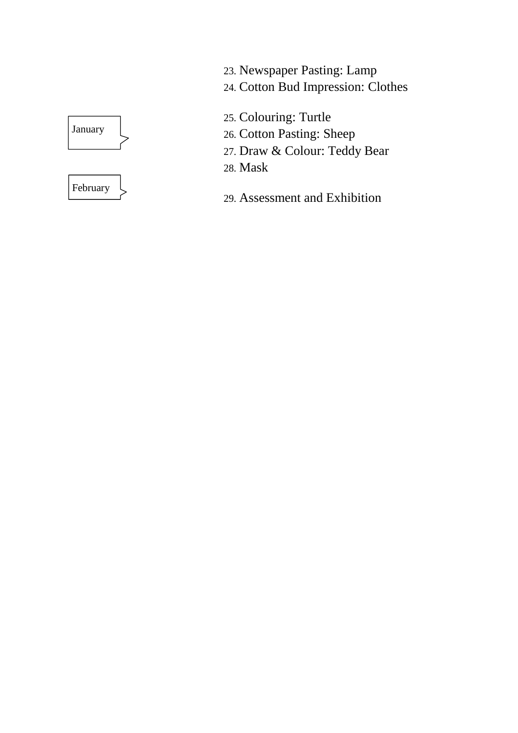23. Newspaper Pasting: Lamp
24. Cotton Bud Impression: Clothes

January

25. Colouring: Turtle
26. Cotton Pasting: Sheep
27. Draw & Colour: Teddy Bear
28. Mask

February

29. Assessment and Exhibition